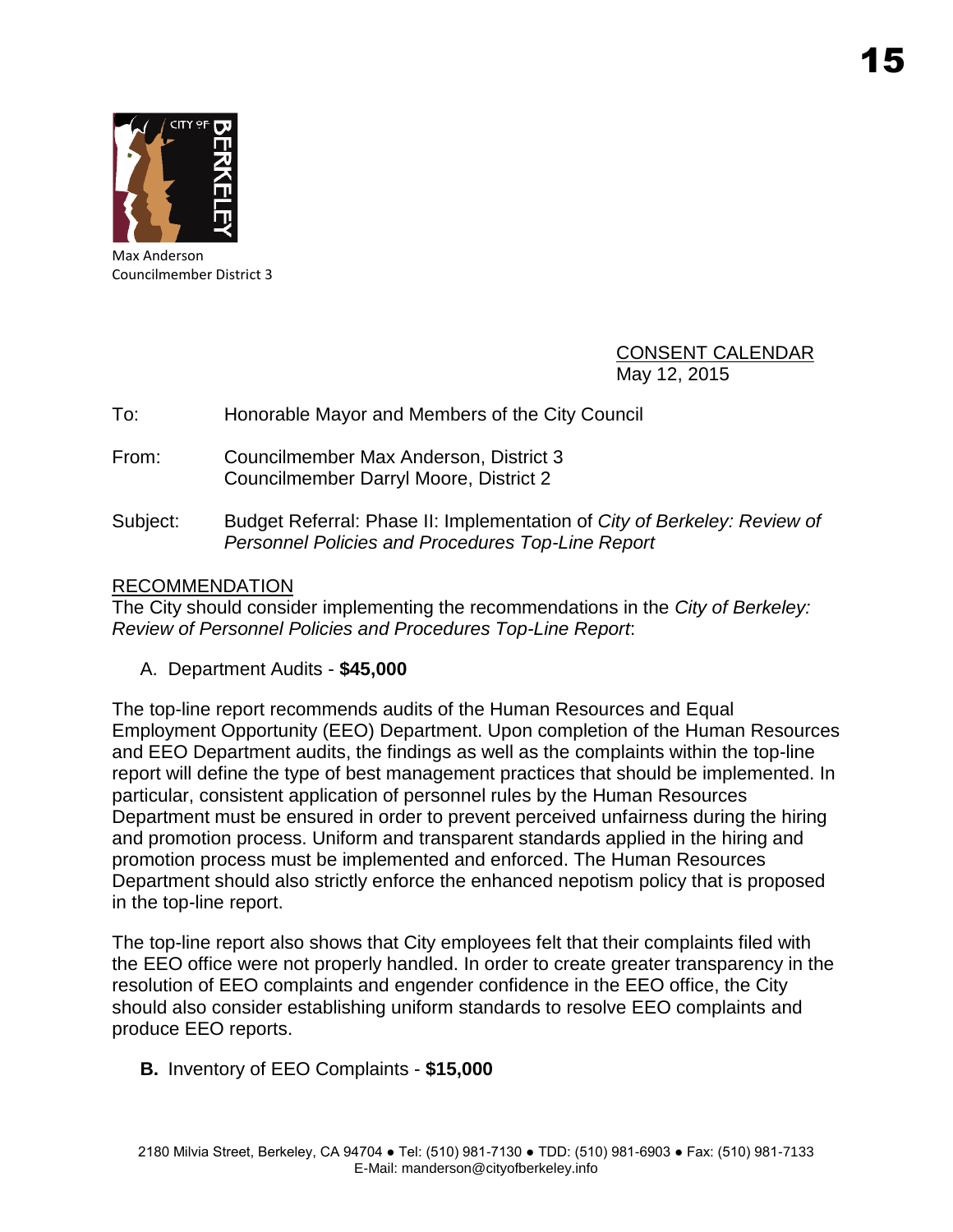Max Anderson
Councilmember District 3

CONSENT CALENDAR
May 12, 2015

To: Honorable Mayor and Members of the City Council

From: Councilmember Max Anderson, District 3
Councilmember Darryl Moore, District 2

Subject: Budget Referral: Phase II: Implementation of *City of Berkeley: Review of Personnel Policies and Procedures Top-Line Report*

## RECOMMENDATION

The City should consider implementing the recommendations in the *City of Berkeley: Review of Personnel Policies and Procedures Top-Line Report*:

A. Department Audits - **$45,000**

The top-line report recommends audits of the Human Resources and Equal Employment Opportunity (EEO) Department. Upon completion of the Human Resources and EEO Department audits, the findings as well as the complaints within the top-line report will define the type of best management practices that should be implemented. In particular, consistent application of personnel rules by the Human Resources Department must be ensured in order to prevent perceived unfairness during the hiring and promotion process. Uniform and transparent standards applied in the hiring and promotion process must be implemented and enforced. The Human Resources Department should also strictly enforce the enhanced nepotism policy that is proposed in the top-line report.

The top-line report also shows that City employees felt that their complaints filed with the EEO office were not properly handled. In order to create greater transparency in the resolution of EEO complaints and engender confidence in the EEO office, the City should also consider establishing uniform standards to resolve EEO complaints and produce EEO reports.

**B.** Inventory of EEO Complaints - **$15,000**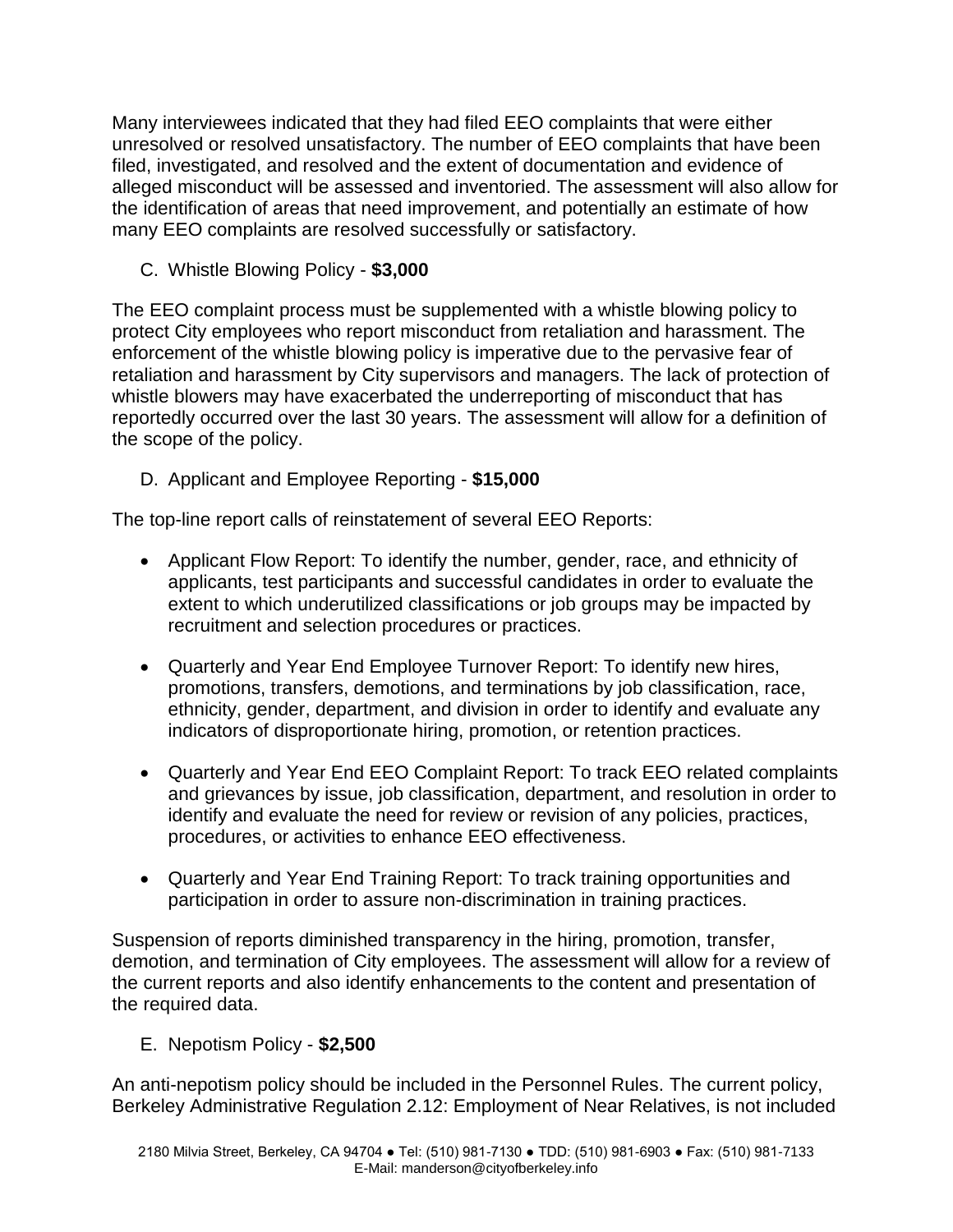Many interviewees indicated that they had filed EEO complaints that were either unresolved or resolved unsatisfactory. The number of EEO complaints that have been filed, investigated, and resolved and the extent of documentation and evidence of alleged misconduct will be assessed and inventoried. The assessment will also allow for the identification of areas that need improvement, and potentially an estimate of how many EEO complaints are resolved successfully or satisfactory.

C. Whistle Blowing Policy - **$3,000**

The EEO complaint process must be supplemented with a whistle blowing policy to protect City employees who report misconduct from retaliation and harassment. The enforcement of the whistle blowing policy is imperative due to the pervasive fear of retaliation and harassment by City supervisors and managers. The lack of protection of whistle blowers may have exacerbated the underreporting of misconduct that has reportedly occurred over the last 30 years. The assessment will allow for a definition of the scope of the policy.

D. Applicant and Employee Reporting - **$15,000**

The top-line report calls of reinstatement of several EEO Reports:

- Applicant Flow Report: To identify the number, gender, race, and ethnicity of applicants, test participants and successful candidates in order to evaluate the extent to which underutilized classifications or job groups may be impacted by recruitment and selection procedures or practices.

- Quarterly and Year End Employee Turnover Report: To identify new hires, promotions, transfers, demotions, and terminations by job classification, race, ethnicity, gender, department, and division in order to identify and evaluate any indicators of disproportionate hiring, promotion, or retention practices.

- Quarterly and Year End EEO Complaint Report: To track EEO related complaints and grievances by issue, job classification, department, and resolution in order to identify and evaluate the need for review or revision of any policies, practices, procedures, or activities to enhance EEO effectiveness.

- Quarterly and Year End Training Report: To track training opportunities and participation in order to assure non-discrimination in training practices.

Suspension of reports diminished transparency in the hiring, promotion, transfer, demotion, and termination of City employees. The assessment will allow for a review of the current reports and also identify enhancements to the content and presentation of the required data.

E. Nepotism Policy - **$2,500**

An anti-nepotism policy should be included in the Personnel Rules. The current policy, Berkeley Administrative Regulation 2.12: Employment of Near Relatives, is not included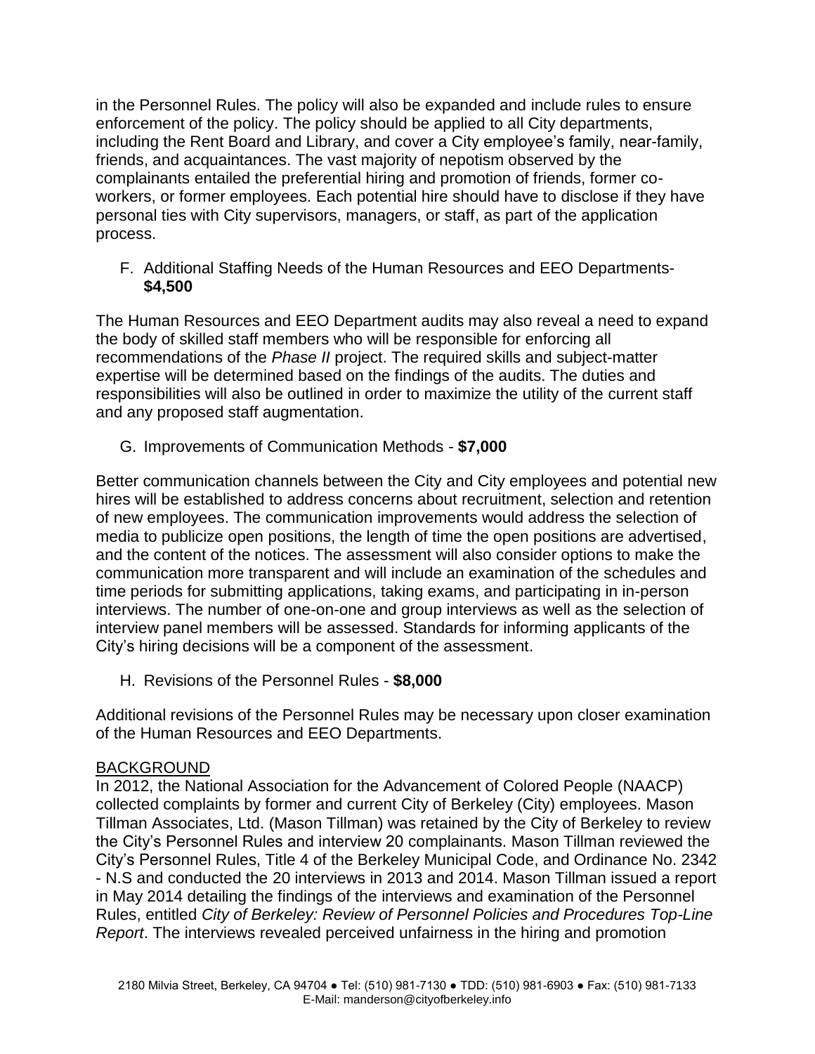in the Personnel Rules. The policy will also be expanded and include rules to ensure enforcement of the policy. The policy should be applied to all City departments, including the Rent Board and Library, and cover a City employee's family, near-family, friends, and acquaintances. The vast majority of nepotism observed by the complainants entailed the preferential hiring and promotion of friends, former co-workers, or former employees. Each potential hire should have to disclose if they have personal ties with City supervisors, managers, or staff, as part of the application process.

F. Additional Staffing Needs of the Human Resources and EEO Departments- **$4,500**

The Human Resources and EEO Department audits may also reveal a need to expand the body of skilled staff members who will be responsible for enforcing all recommendations of the *Phase II* project. The required skills and subject-matter expertise will be determined based on the findings of the audits. The duties and responsibilities will also be outlined in order to maximize the utility of the current staff and any proposed staff augmentation.

G. Improvements of Communication Methods - **$7,000**

Better communication channels between the City and City employees and potential new hires will be established to address concerns about recruitment, selection and retention of new employees. The communication improvements would address the selection of media to publicize open positions, the length of time the open positions are advertised, and the content of the notices. The assessment will also consider options to make the communication more transparent and will include an examination of the schedules and time periods for submitting applications, taking exams, and participating in in-person interviews. The number of one-on-one and group interviews as well as the selection of interview panel members will be assessed. Standards for informing applicants of the City's hiring decisions will be a component of the assessment.

H. Revisions of the Personnel Rules - **$8,000**

Additional revisions of the Personnel Rules may be necessary upon closer examination of the Human Resources and EEO Departments.

## BACKGROUND

In 2012, the National Association for the Advancement of Colored People (NAACP) collected complaints by former and current City of Berkeley (City) employees. Mason Tillman Associates, Ltd. (Mason Tillman) was retained by the City of Berkeley to review the City's Personnel Rules and interview 20 complainants. Mason Tillman reviewed the City's Personnel Rules, Title 4 of the Berkeley Municipal Code, and Ordinance No. 2342 - N.S and conducted the 20 interviews in 2013 and 2014. Mason Tillman issued a report in May 2014 detailing the findings of the interviews and examination of the Personnel Rules, entitled *City of Berkeley: Review of Personnel Policies and Procedures Top-Line Report*. The interviews revealed perceived unfairness in the hiring and promotion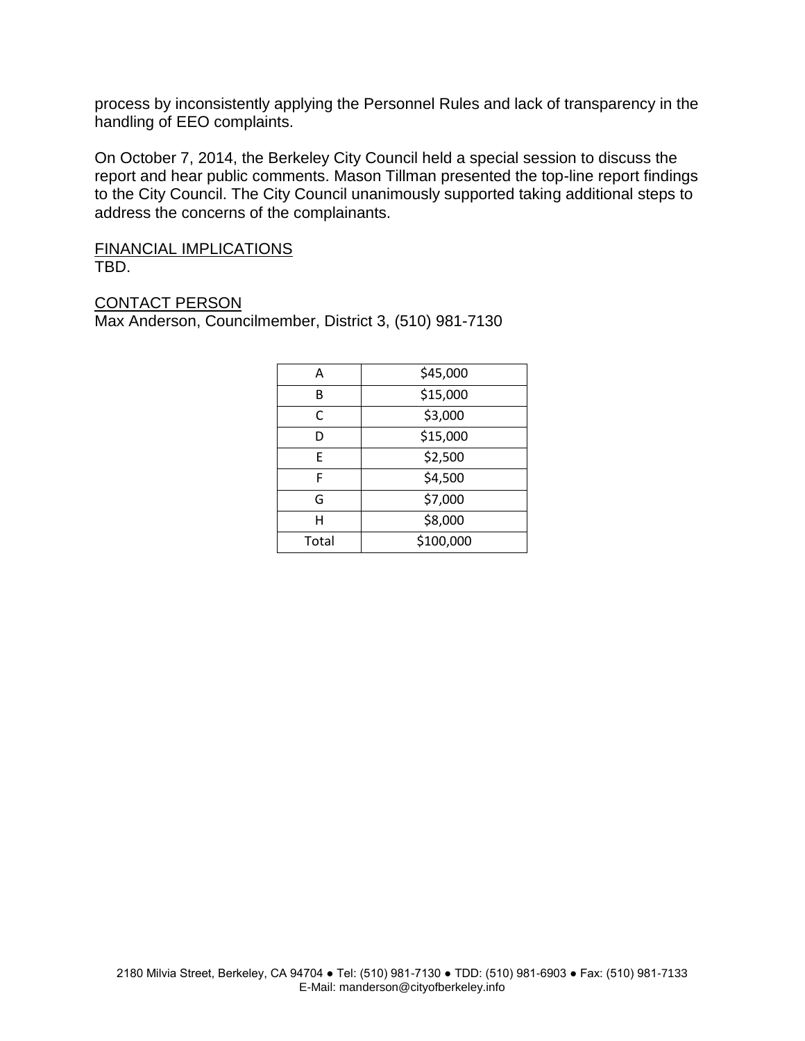process by inconsistently applying the Personnel Rules and lack of transparency in the handling of EEO complaints.

On October 7, 2014, the Berkeley City Council held a special session to discuss the report and hear public comments. Mason Tillman presented the top-line report findings to the City Council. The City Council unanimously supported taking additional steps to address the concerns of the complainants.

FINANCIAL IMPLICATIONS
TBD.

CONTACT PERSON
Max Anderson, Councilmember, District 3, (510) 981-7130

| | |
|---|---|
| A | $45,000 |
| B | $15,000 |
| C | $3,000 |
| D | $15,000 |
| E | $2,500 |
| F | $4,500 |
| G | $7,000 |
| H | $8,000 |
| Total | $100,000 |

2180 Milvia Street, Berkeley, CA 94704 ● Tel: (510) 981-7130 ● TDD: (510) 981-6903 ● Fax: (510) 981-7133
E-Mail: manderson@cityofberkeley.info